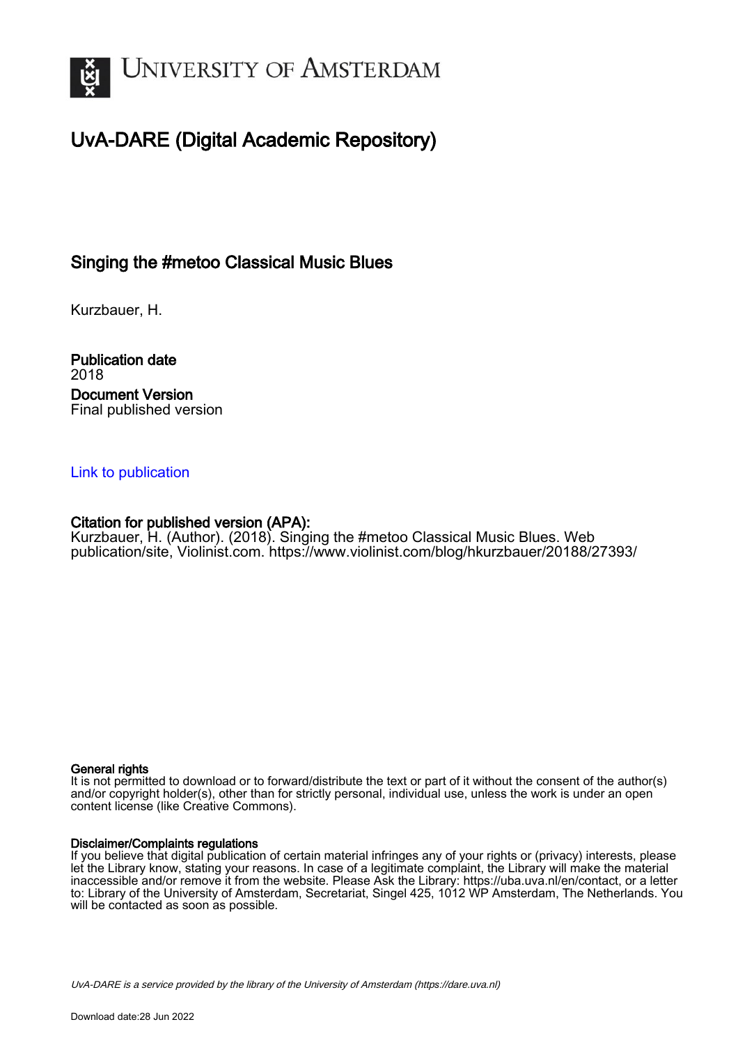UNIVERSITY OF AMSTERDAM

# UvA-DARE (Digital Academic Repository)

## Singing the #metoo Classical Music Blues

Kurzbauer, H.

**Publication date**
2018

**Document Version**
Final published version

Link to publication

**Citation for published version (APA):**
Kurzbauer, H. (Author). (2018). Singing the #metoo Classical Music Blues. Web publication/site, Violinist.com. https://www.violinist.com/blog/hkurzbauer/20188/27393/

**General rights**
It is not permitted to download or to forward/distribute the text or part of it without the consent of the author(s) and/or copyright holder(s), other than for strictly personal, individual use, unless the work is under an open content license (like Creative Commons).

**Disclaimer/Complaints regulations**
If you believe that digital publication of certain material infringes any of your rights or (privacy) interests, please let the Library know, stating your reasons. In case of a legitimate complaint, the Library will make the material inaccessible and/or remove it from the website. Please Ask the Library: https://uba.uva.nl/en/contact, or a letter to: Library of the University of Amsterdam, Secretariat, Singel 425, 1012 WP Amsterdam, The Netherlands. You will be contacted as soon as possible.

UvA-DARE is a service provided by the library of the University of Amsterdam (https://dare.uva.nl)

Download date:28 Jun 2022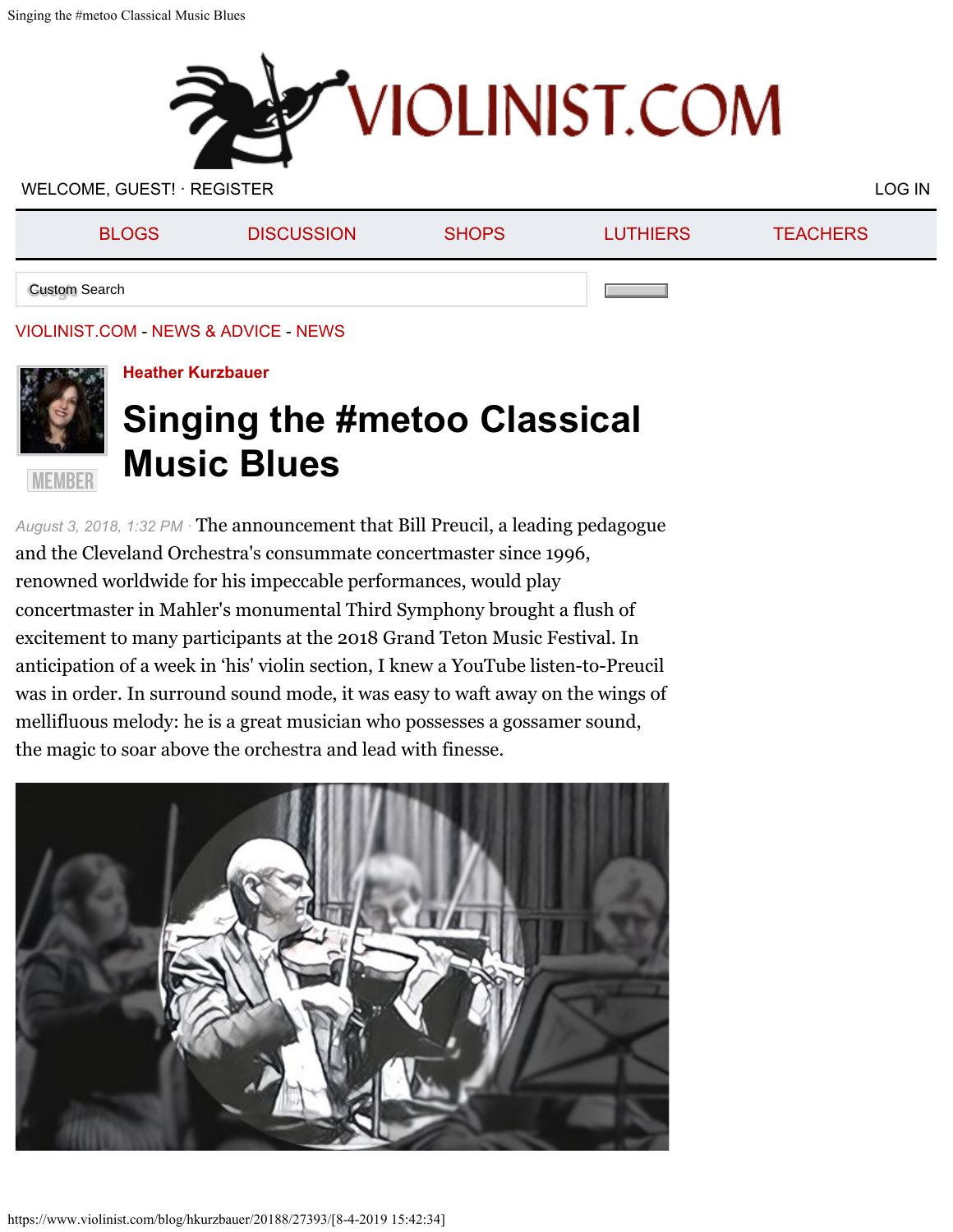# VIOLINIST.COM

WELCOME, GUEST! · REGISTER LOG IN

BLOGS DISCUSSION SHOPS LUTHIERS TEACHERS

VIOLINIST.COM - NEWS & ADVICE - NEWS

**Heather Kurzbauer**

MEMBER

# Singing the #metoo Classical Music Blues

*August 3, 2018, 1:32 PM* · The announcement that Bill Preucil, a leading pedagogue and the Cleveland Orchestra's consummate concertmaster since 1996, renowned worldwide for his impeccable performances, would play concertmaster in Mahler's monumental Third Symphony brought a flush of excitement to many participants at the 2018 Grand Teton Music Festival. In anticipation of a week in 'his' violin section, I knew a YouTube listen-to-Preucil was in order. In surround sound mode, it was easy to waft away on the wings of mellifluous melody: he is a great musician who possesses a gossamer sound, the magic to soar above the orchestra and lead with finesse.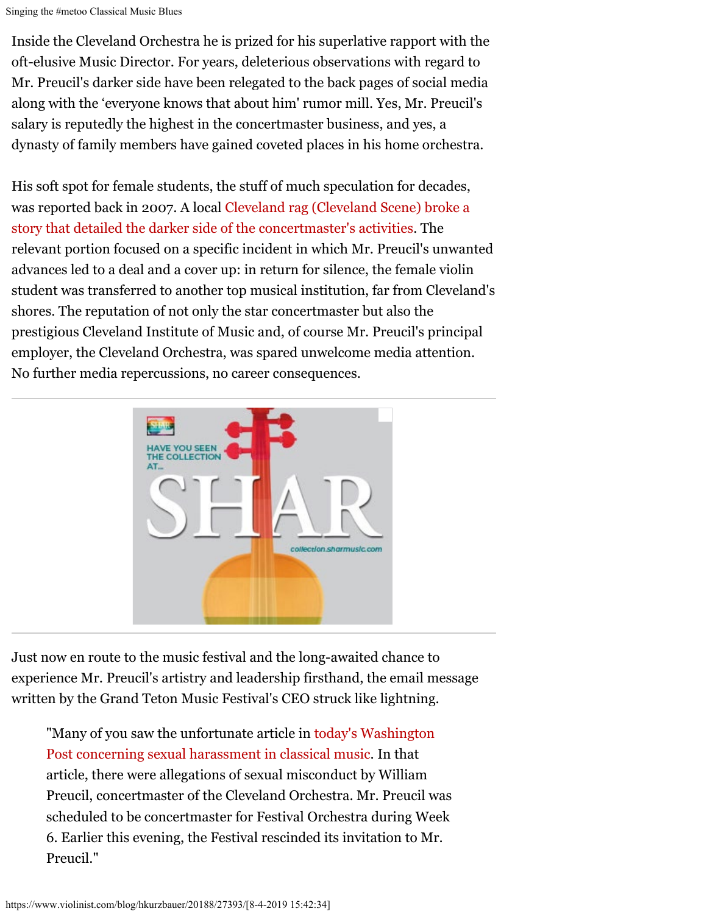Inside the Cleveland Orchestra he is prized for his superlative rapport with the oft-elusive Music Director. For years, deleterious observations with regard to Mr. Preucil's darker side have been relegated to the back pages of social media along with the 'everyone knows that about him' rumor mill. Yes, Mr. Preucil's salary is reputedly the highest in the concertmaster business, and yes, a dynasty of family members have gained coveted places in his home orchestra.

His soft spot for female students, the stuff of much speculation for decades, was reported back in 2007. A local Cleveland rag (Cleveland Scene) broke a story that detailed the darker side of the concertmaster's activities. The relevant portion focused on a specific incident in which Mr. Preucil's unwanted advances led to a deal and a cover up: in return for silence, the female violin student was transferred to another top musical institution, far from Cleveland's shores. The reputation of not only the star concertmaster but also the prestigious Cleveland Institute of Music and, of course Mr. Preucil's principal employer, the Cleveland Orchestra, was spared unwelcome media attention. No further media repercussions, no career consequences.

Just now en route to the music festival and the long-awaited chance to experience Mr. Preucil's artistry and leadership firsthand, the email message written by the Grand Teton Music Festival's CEO struck like lightning.

> "Many of you saw the unfortunate article in today's Washington Post concerning sexual harassment in classical music. In that article, there were allegations of sexual misconduct by William Preucil, concertmaster of the Cleveland Orchestra. Mr. Preucil was scheduled to be concertmaster for Festival Orchestra during Week 6. Earlier this evening, the Festival rescinded its invitation to Mr. Preucil."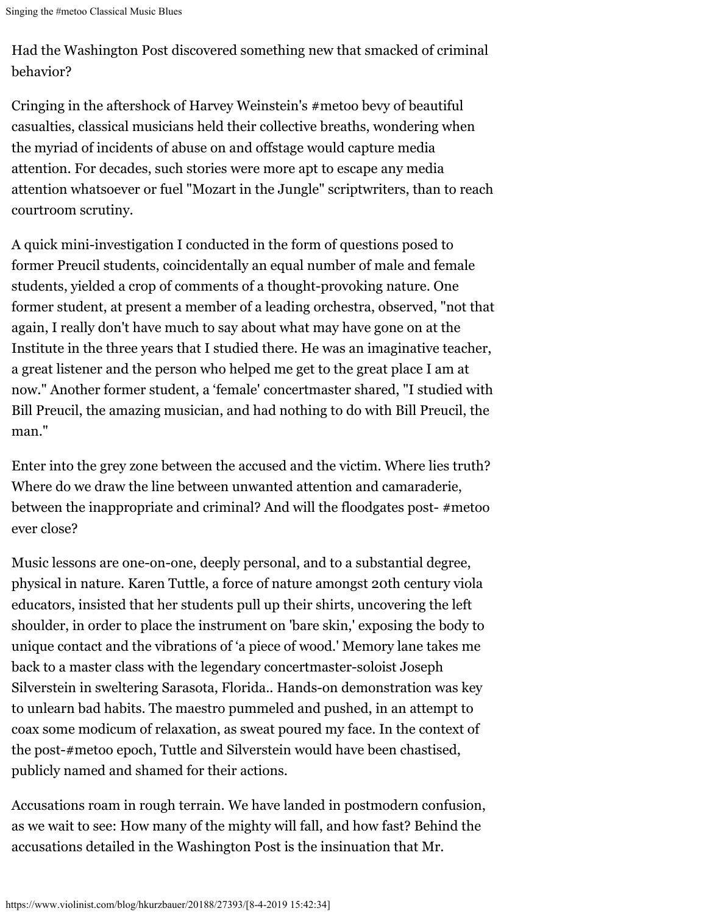Had the Washington Post discovered something new that smacked of criminal behavior?

Cringing in the aftershock of Harvey Weinstein's #metoo bevy of beautiful casualties, classical musicians held their collective breaths, wondering when the myriad of incidents of abuse on and offstage would capture media attention. For decades, such stories were more apt to escape any media attention whatsoever or fuel "Mozart in the Jungle" scriptwriters, than to reach courtroom scrutiny.

A quick mini-investigation I conducted in the form of questions posed to former Preucil students, coincidentally an equal number of male and female students, yielded a crop of comments of a thought-provoking nature. One former student, at present a member of a leading orchestra, observed, "not that again, I really don't have much to say about what may have gone on at the Institute in the three years that I studied there. He was an imaginative teacher, a great listener and the person who helped me get to the great place I am at now." Another former student, a 'female' concertmaster shared, "I studied with Bill Preucil, the amazing musician, and had nothing to do with Bill Preucil, the man."

Enter into the grey zone between the accused and the victim. Where lies truth? Where do we draw the line between unwanted attention and camaraderie, between the inappropriate and criminal? And will the floodgates post- #metoo ever close?

Music lessons are one-on-one, deeply personal, and to a substantial degree, physical in nature. Karen Tuttle, a force of nature amongst 20th century viola educators, insisted that her students pull up their shirts, uncovering the left shoulder, in order to place the instrument on 'bare skin,' exposing the body to unique contact and the vibrations of 'a piece of wood.' Memory lane takes me back to a master class with the legendary concertmaster-soloist Joseph Silverstein in sweltering Sarasota, Florida.. Hands-on demonstration was key to unlearn bad habits. The maestro pummeled and pushed, in an attempt to coax some modicum of relaxation, as sweat poured my face. In the context of the post-#metoo epoch, Tuttle and Silverstein would have been chastised, publicly named and shamed for their actions.

Accusations roam in rough terrain. We have landed in postmodern confusion, as we wait to see: How many of the mighty will fall, and how fast? Behind the accusations detailed in the Washington Post is the insinuation that Mr.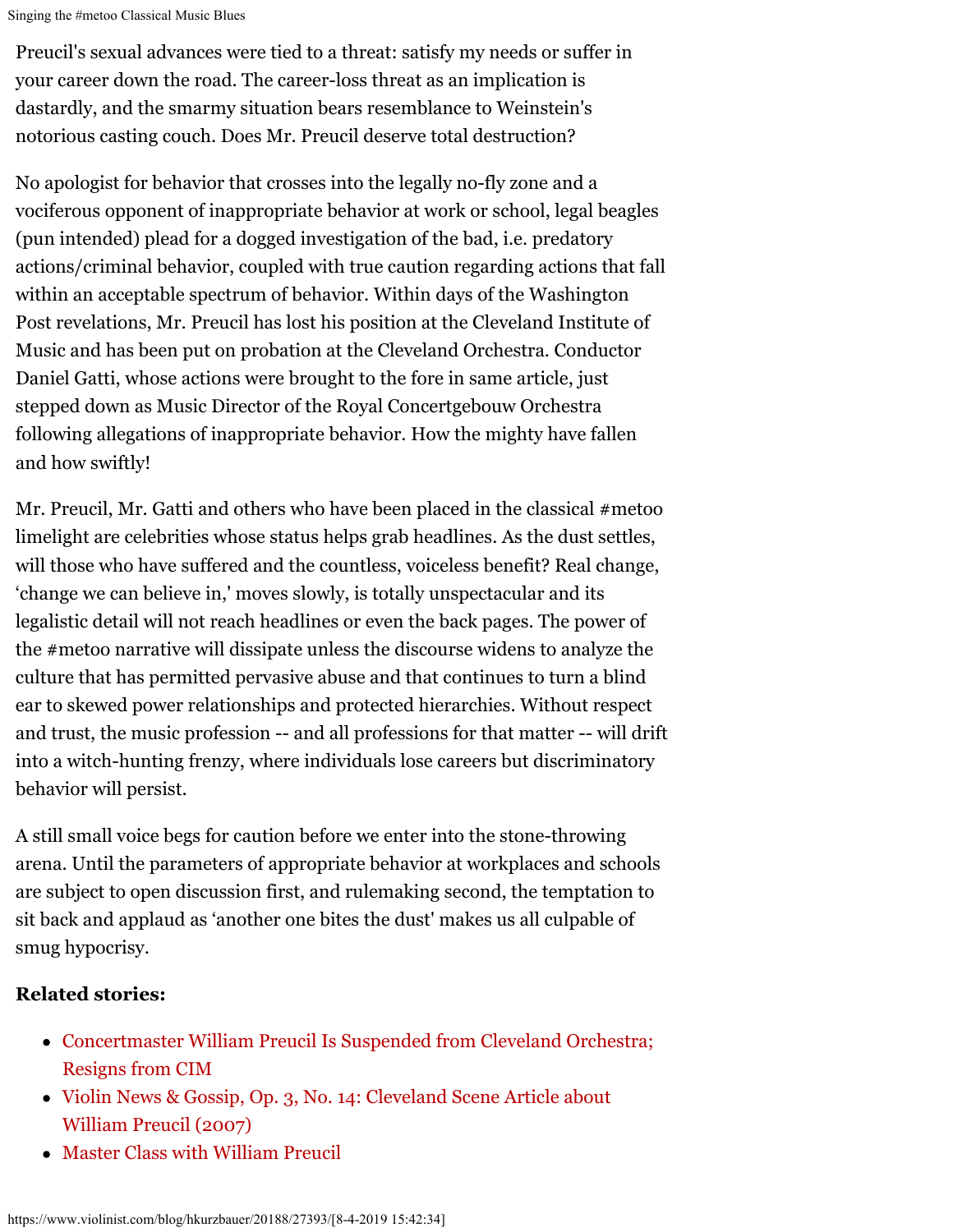Preucil's sexual advances were tied to a threat: satisfy my needs or suffer in your career down the road. The career-loss threat as an implication is dastardly, and the smarmy situation bears resemblance to Weinstein's notorious casting couch. Does Mr. Preucil deserve total destruction?

No apologist for behavior that crosses into the legally no-fly zone and a vociferous opponent of inappropriate behavior at work or school, legal beagles (pun intended) plead for a dogged investigation of the bad, i.e. predatory actions/criminal behavior, coupled with true caution regarding actions that fall within an acceptable spectrum of behavior. Within days of the Washington Post revelations, Mr. Preucil has lost his position at the Cleveland Institute of Music and has been put on probation at the Cleveland Orchestra. Conductor Daniel Gatti, whose actions were brought to the fore in same article, just stepped down as Music Director of the Royal Concertgebouw Orchestra following allegations of inappropriate behavior. How the mighty have fallen and how swiftly!

Mr. Preucil, Mr. Gatti and others who have been placed in the classical #metoo limelight are celebrities whose status helps grab headlines. As the dust settles, will those who have suffered and the countless, voiceless benefit? Real change, 'change we can believe in,' moves slowly, is totally unspectacular and its legalistic detail will not reach headlines or even the back pages. The power of the #metoo narrative will dissipate unless the discourse widens to analyze the culture that has permitted pervasive abuse and that continues to turn a blind ear to skewed power relationships and protected hierarchies. Without respect and trust, the music profession -- and all professions for that matter -- will drift into a witch-hunting frenzy, where individuals lose careers but discriminatory behavior will persist.

A still small voice begs for caution before we enter into the stone-throwing arena. Until the parameters of appropriate behavior at workplaces and schools are subject to open discussion first, and rulemaking second, the temptation to sit back and applaud as 'another one bites the dust' makes us all culpable of smug hypocrisy.

**Related stories:**

- Concertmaster William Preucil Is Suspended from Cleveland Orchestra; Resigns from CIM
- Violin News & Gossip, Op. 3, No. 14: Cleveland Scene Article about William Preucil (2007)
- Master Class with William Preucil